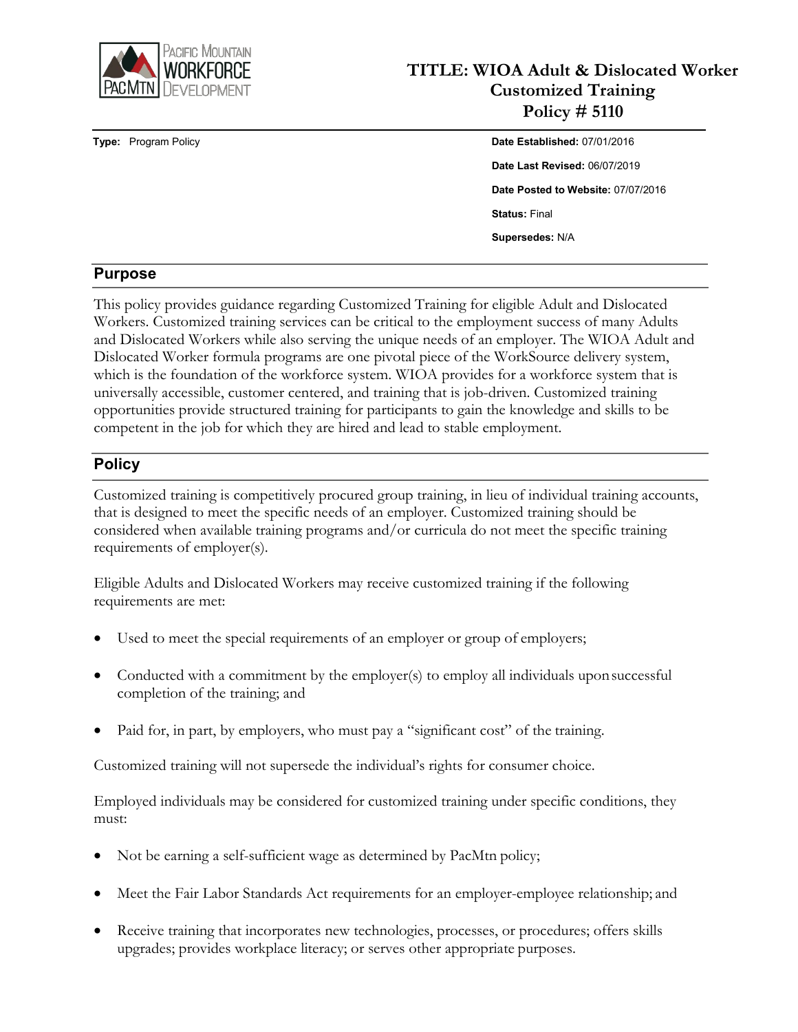# TITLE: WIOA Adult & Dislocated Worker Customized Training Policy # 5110

**Type:** Program Policy

**Date Established:** 07/01/2016

**Date Last Revised:** 06/07/2019

**Date Posted to Website:** 07/07/2016

**Status:** Final

**Supersedes:** N/A

## Purpose

This policy provides guidance regarding Customized Training for eligible Adult and Dislocated Workers. Customized training services can be critical to the employment success of many Adults and Dislocated Workers while also serving the unique needs of an employer. The WIOA Adult and Dislocated Worker formula programs are one pivotal piece of the WorkSource delivery system, which is the foundation of the workforce system. WIOA provides for a workforce system that is universally accessible, customer centered, and training that is job-driven. Customized training opportunities provide structured training for participants to gain the knowledge and skills to be competent in the job for which they are hired and lead to stable employment.

## Policy

Customized training is competitively procured group training, in lieu of individual training accounts, that is designed to meet the specific needs of an employer. Customized training should be considered when available training programs and/or curricula do not meet the specific training requirements of employer(s).

Eligible Adults and Dislocated Workers may receive customized training if the following requirements are met:

- Used to meet the special requirements of an employer or group of employers;
- Conducted with a commitment by the employer(s) to employ all individuals upon successful completion of the training; and
- Paid for, in part, by employers, who must pay a "significant cost" of the training.

Customized training will not supersede the individual's rights for consumer choice.

Employed individuals may be considered for customized training under specific conditions, they must:

- Not be earning a self-sufficient wage as determined by PacMtn policy;
- Meet the Fair Labor Standards Act requirements for an employer-employee relationship; and
- Receive training that incorporates new technologies, processes, or procedures; offers skills upgrades; provides workplace literacy; or serves other appropriate purposes.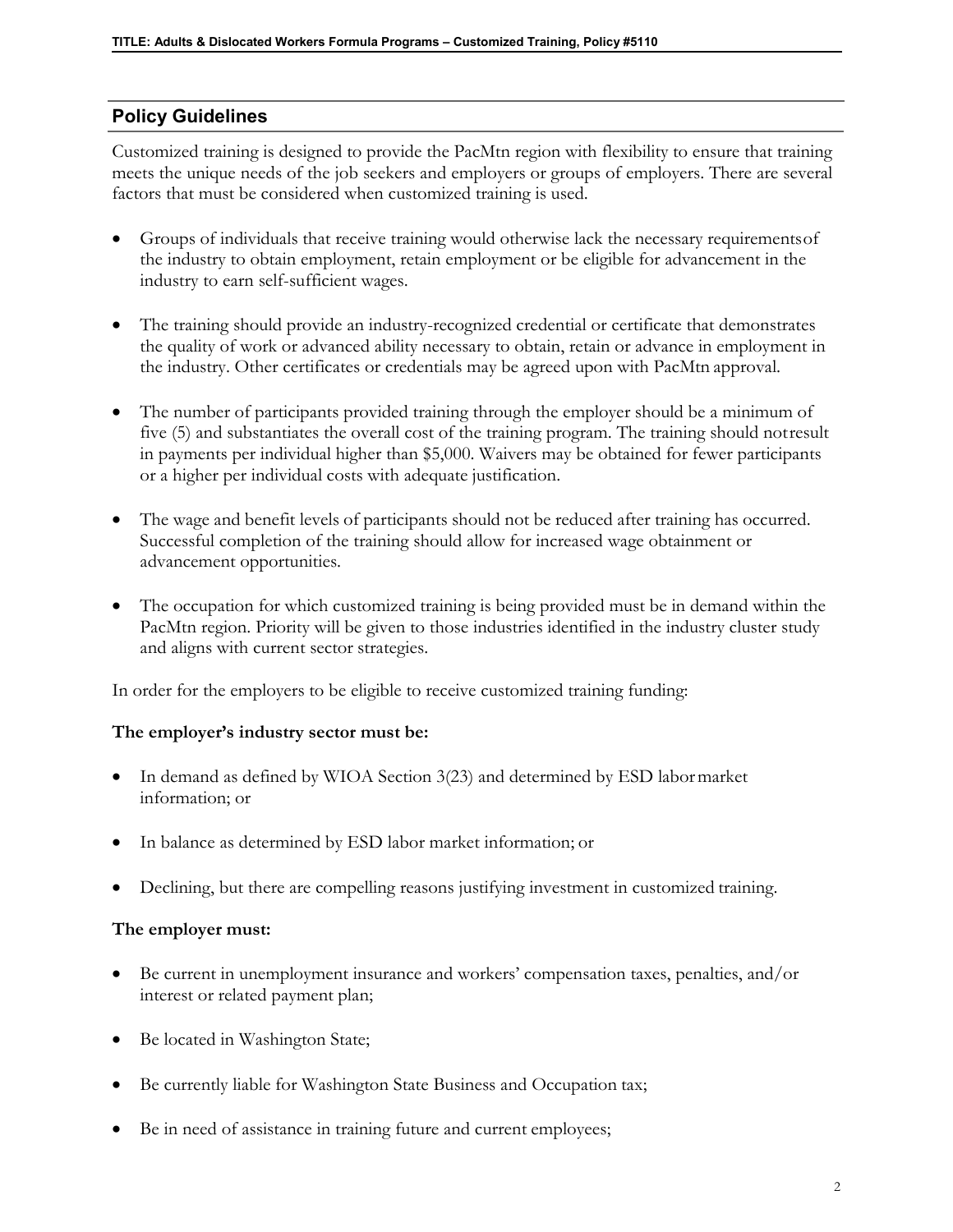## Policy Guidelines

Customized training is designed to provide the PacMtn region with flexibility to ensure that training meets the unique needs of the job seekers and employers or groups of employers. There are several factors that must be considered when customized training is used.

- Groups of individuals that receive training would otherwise lack the necessary requirements of the industry to obtain employment, retain employment or be eligible for advancement in the industry to earn self-sufficient wages.
- The training should provide an industry-recognized credential or certificate that demonstrates the quality of work or advanced ability necessary to obtain, retain or advance in employment in the industry. Other certificates or credentials may be agreed upon with PacMtn approval.
- The number of participants provided training through the employer should be a minimum of five (5) and substantiates the overall cost of the training program. The training should not result in payments per individual higher than $5,000. Waivers may be obtained for fewer participants or a higher per individual costs with adequate justification.
- The wage and benefit levels of participants should not be reduced after training has occurred. Successful completion of the training should allow for increased wage obtainment or advancement opportunities.
- The occupation for which customized training is being provided must be in demand within the PacMtn region. Priority will be given to those industries identified in the industry cluster study and aligns with current sector strategies.

In order for the employers to be eligible to receive customized training funding:

**The employer's industry sector must be:**

- In demand as defined by WIOA Section 3(23) and determined by ESD labor market information; or
- In balance as determined by ESD labor market information; or
- Declining, but there are compelling reasons justifying investment in customized training.

**The employer must:**

- Be current in unemployment insurance and workers' compensation taxes, penalties, and/or interest or related payment plan;
- Be located in Washington State;
- Be currently liable for Washington State Business and Occupation tax;
- Be in need of assistance in training future and current employees;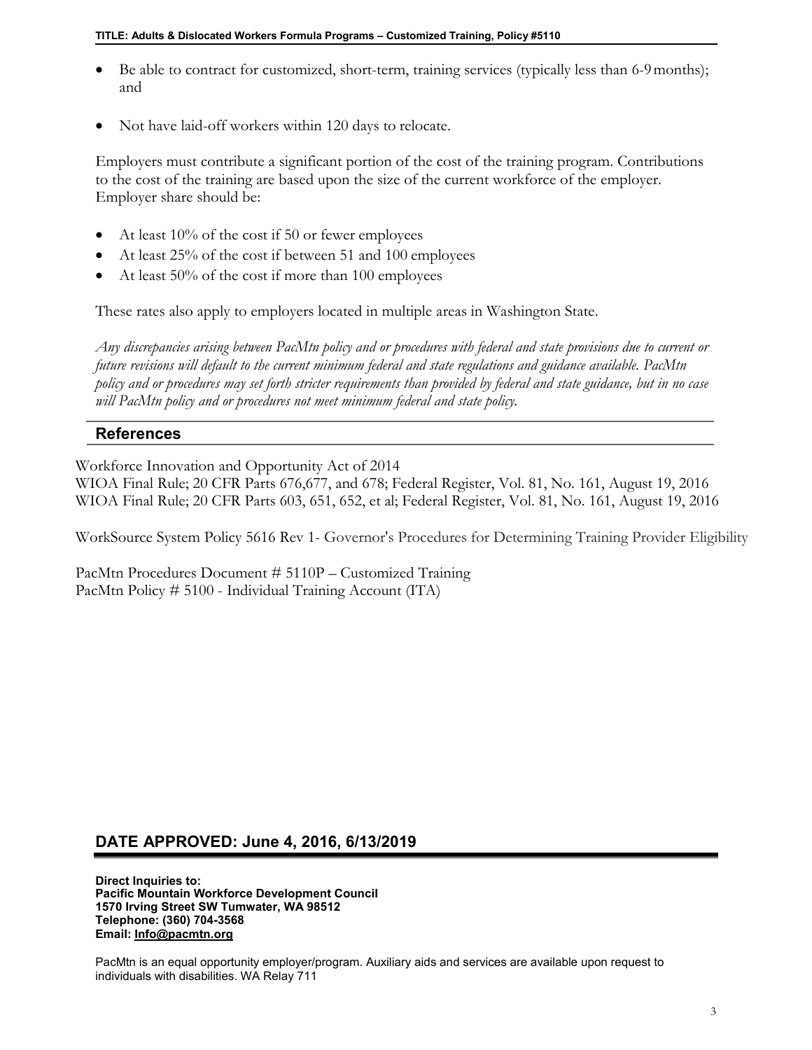- Be able to contract for customized, short-term, training services (typically less than 6-9 months); and

- Not have laid-off workers within 120 days to relocate.

Employers must contribute a significant portion of the cost of the training program. Contributions to the cost of the training are based upon the size of the current workforce of the employer. Employer share should be:

- At least 10% of the cost if 50 or fewer employees
- At least 25% of the cost if between 51 and 100 employees
- At least 50% of the cost if more than 100 employees

These rates also apply to employers located in multiple areas in Washington State.

*Any discrepancies arising between PacMtn policy and or procedures with federal and state provisions due to current or future revisions will default to the current minimum federal and state regulations and guidance available. PacMtn policy and or procedures may set forth stricter requirements than provided by federal and state guidance, but in no case will PacMtn policy and or procedures not meet minimum federal and state policy.*

## References

Workforce Innovation and Opportunity Act of 2014
WIOA Final Rule; 20 CFR Parts 676,677, and 678; Federal Register, Vol. 81, No. 161, August 19, 2016
WIOA Final Rule; 20 CFR Parts 603, 651, 652, et al; Federal Register, Vol. 81, No. 161, August 19, 2016

WorkSource System Policy 5616 Rev 1- Governor's Procedures for Determining Training Provider Eligibility

PacMtn Procedures Document # 5110P – Customized Training
PacMtn Policy # 5100 - Individual Training Account (ITA)

## DATE APPROVED: June 4, 2016, 6/13/2019

**Direct Inquiries to:**
**Pacific Mountain Workforce Development Council**
**1570 Irving Street SW Tumwater, WA 98512**
**Telephone: (360) 704-3568**
**Email: Info@pacmtn.org**

PacMtn is an equal opportunity employer/program. Auxiliary aids and services are available upon request to individuals with disabilities. WA Relay 711